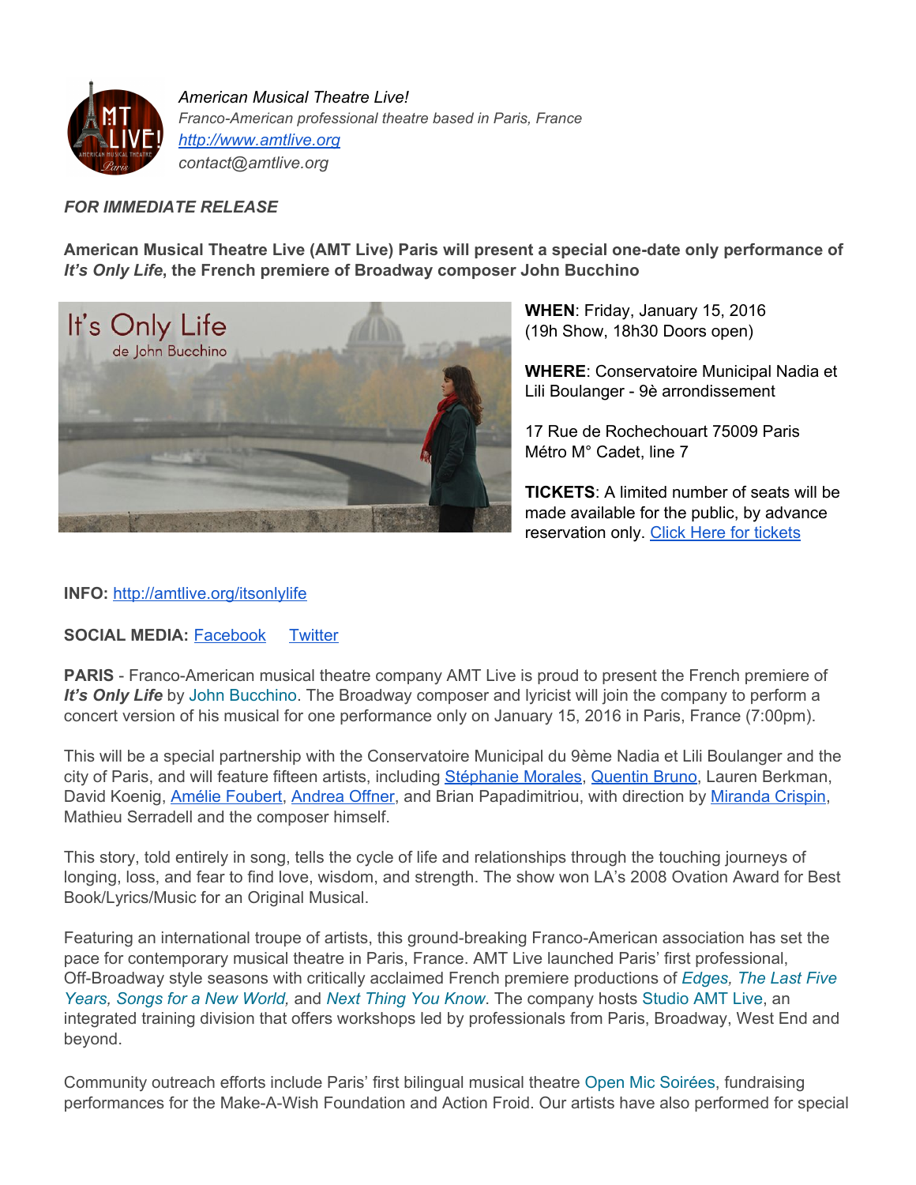*American Musical Theatre Live!*
*Franco-American professional theatre based in Paris, France*
*[http://www.amtlive.org](http://www.amtlive.org)*
*contact@amtlive.org*

***FOR IMMEDIATE RELEASE***

**American Musical Theatre Live (AMT Live) Paris will present a special one-date only performance of *It's Only Life*, the French premiere of Broadway composer John Bucchino**

**WHEN**: Friday, January 15, 2016
(19h Show, 18h30 Doors open)

**WHERE**: Conservatoire Municipal Nadia et Lili Boulanger - 9è arrondissement

17 Rue de Rochechouart 75009 Paris
Métro M° Cadet, line 7

**TICKETS**: A limited number of seats will be made available for the public, by advance reservation only. Click Here for tickets

**INFO:** http://amtlive.org/itsonlylife

**SOCIAL MEDIA:** Facebook Twitter

**PARIS** - Franco-American musical theatre company AMT Live is proud to present the French premiere of ***It's Only Life*** by John Bucchino. The Broadway composer and lyricist will join the company to perform a concert version of his musical for one performance only on January 15, 2016 in Paris, France (7:00pm).

This will be a special partnership with the Conservatoire Municipal du 9ème Nadia et Lili Boulanger and the city of Paris, and will feature fifteen artists, including Stéphanie Morales, Quentin Bruno, Lauren Berkman, David Koenig, Amélie Foubert, Andrea Offner, and Brian Papadimitriou, with direction by Miranda Crispin, Mathieu Serradell and the composer himself.

This story, told entirely in song, tells the cycle of life and relationships through the touching journeys of longing, loss, and fear to find love, wisdom, and strength. The show won LA's 2008 Ovation Award for Best Book/Lyrics/Music for an Original Musical.

Featuring an international troupe of artists, this ground-breaking Franco-American association has set the pace for contemporary musical theatre in Paris, France. AMT Live launched Paris' first professional, Off-Broadway style seasons with critically acclaimed French premiere productions of *Edges, The Last Five Years, Songs for a New World,* and *Next Thing You Know*. The company hosts Studio AMT Live, an integrated training division that offers workshops led by professionals from Paris, Broadway, West End and beyond.

Community outreach efforts include Paris' first bilingual musical theatre Open Mic Soirées, fundraising performances for the Make-A-Wish Foundation and Action Froid. Our artists have also performed for special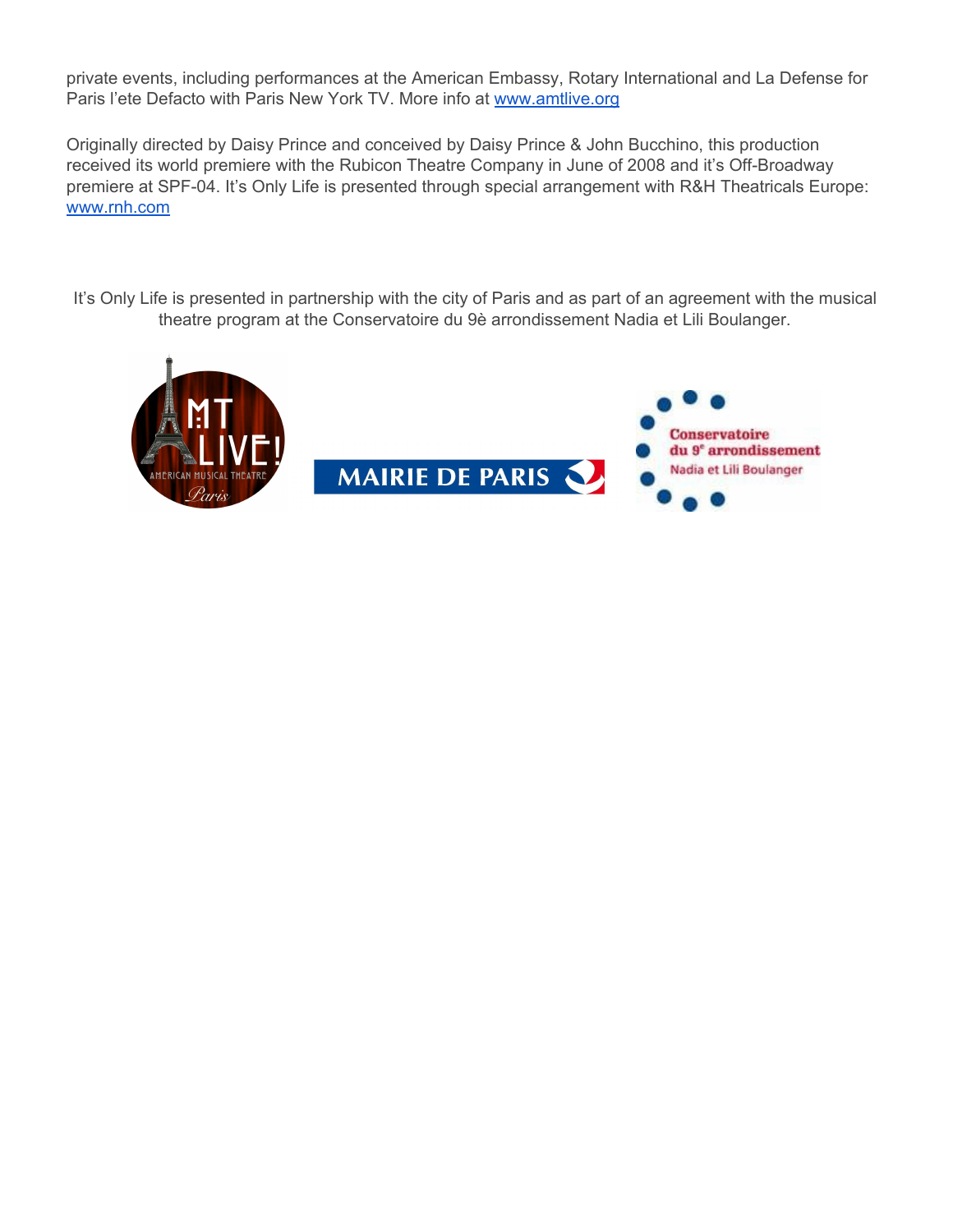private events, including performances at the American Embassy, Rotary International and La Defense for Paris l'ete Defacto with Paris New York TV. More info at [www.amtlive.org](http://www.amtlive.org)

Originally directed by Daisy Prince and conceived by Daisy Prince & John Bucchino, this production received its world premiere with the Rubicon Theatre Company in June of 2008 and it's Off-Broadway premiere at SPF-04. It's Only Life is presented through special arrangement with R&H Theatricals Europe: [www.rnh.com](http://www.rnh.com)

It's Only Life is presented in partnership with the city of Paris and as part of an agreement with the musical theatre program at the Conservatoire du 9è arrondissement Nadia et Lili Boulanger.